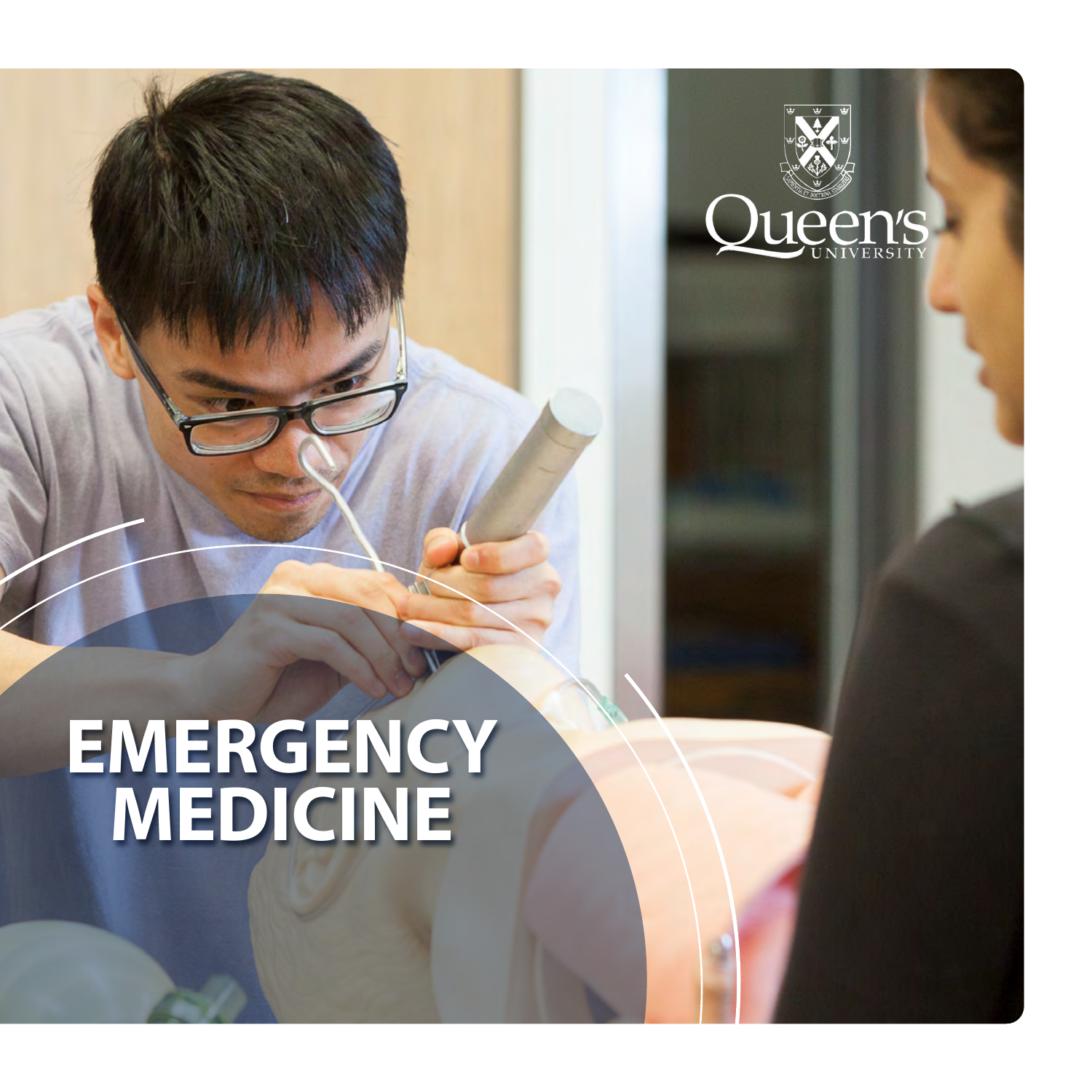Queen's UNIVERSITY

# EMERGENCY MEDICINE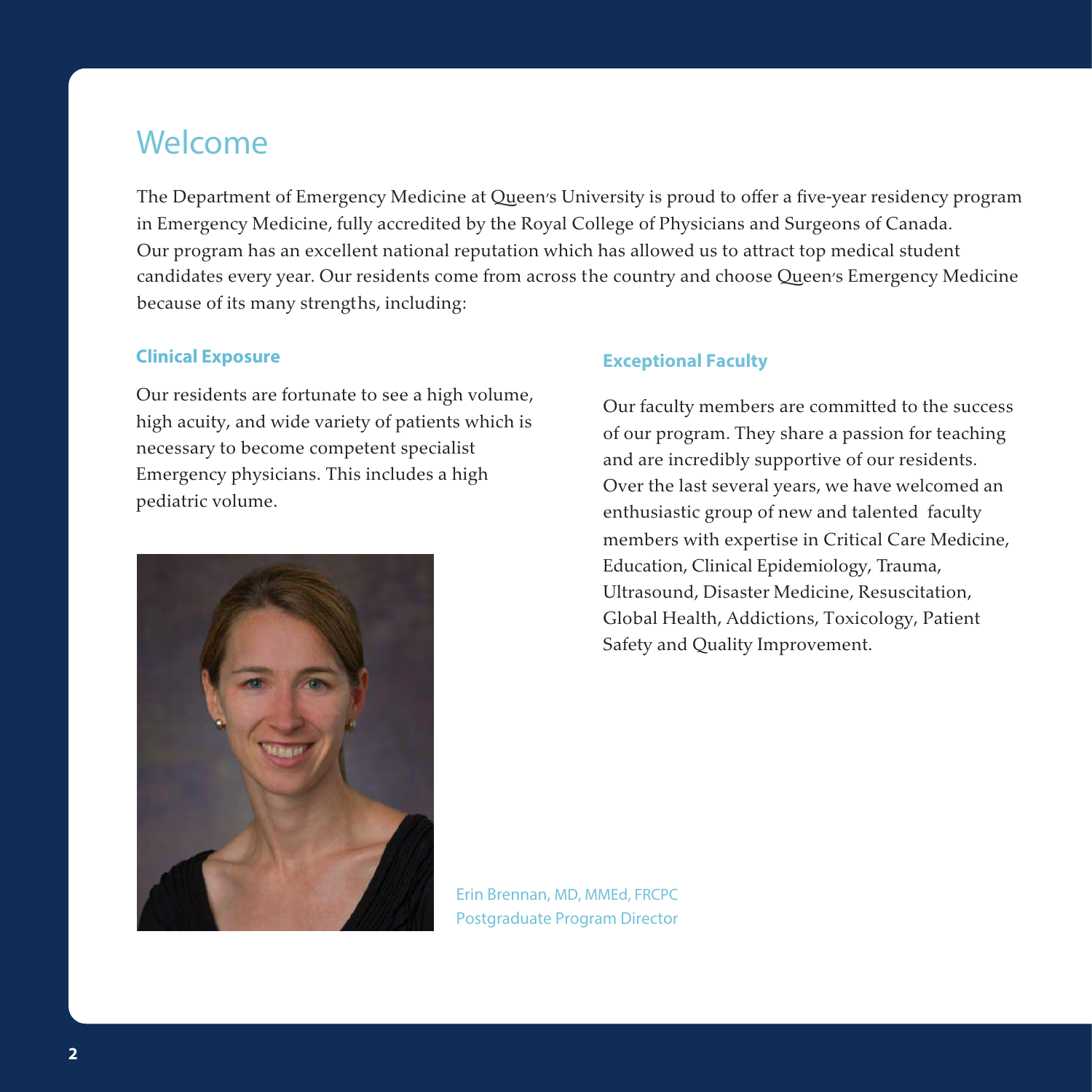# Welcome

The Department of Emergency Medicine at Queen's University is proud to offer a five-year residency program in Emergency Medicine, fully accredited by the Royal College of Physicians and Surgeons of Canada. Our program has an excellent national reputation which has allowed us to attract top medical student candidates every year. Our residents come from across the country and choose Queen's Emergency Medicine because of its many strengths, including:

### Clinical Exposure

Our residents are fortunate to see a high volume, high acuity, and wide variety of patients which is necessary to become competent specialist Emergency physicians. This includes a high pediatric volume.

### Exceptional Faculty

Our faculty members are committed to the success of our program. They share a passion for teaching and are incredibly supportive of our residents. Over the last several years, we have welcomed an enthusiastic group of new and talented faculty members with expertise in Critical Care Medicine, Education, Clinical Epidemiology, Trauma, Ultrasound, Disaster Medicine, Resuscitation, Global Health, Addictions, Toxicology, Patient Safety and Quality Improvement.

Erin Brennan, MD, MMEd, FRCPC
Postgraduate Program Director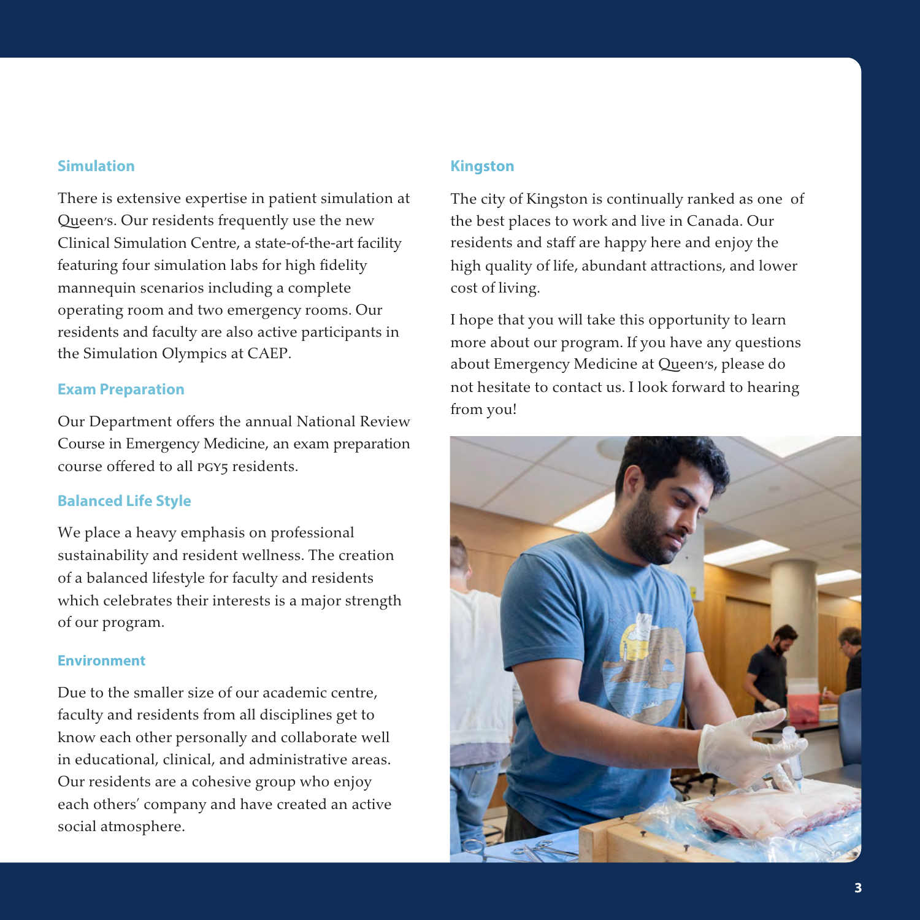### Simulation

There is extensive expertise in patient simulation at Queen's. Our residents frequently use the new Clinical Simulation Centre, a state-of-the-art facility featuring four simulation labs for high fidelity mannequin scenarios including a complete operating room and two emergency rooms. Our residents and faculty are also active participants in the Simulation Olympics at CAEP.

### Exam Preparation

Our Department offers the annual National Review Course in Emergency Medicine, an exam preparation course offered to all PGY5 residents.

### Balanced Life Style

We place a heavy emphasis on professional sustainability and resident wellness. The creation of a balanced lifestyle for faculty and residents which celebrates their interests is a major strength of our program.

### Environment

Due to the smaller size of our academic centre, faculty and residents from all disciplines get to know each other personally and collaborate well in educational, clinical, and administrative areas. Our residents are a cohesive group who enjoy each others' company and have created an active social atmosphere.

### Kingston

The city of Kingston is continually ranked as one of the best places to work and live in Canada. Our residents and staff are happy here and enjoy the high quality of life, abundant attractions, and lower cost of living.

I hope that you will take this opportunity to learn more about our program. If you have any questions about Emergency Medicine at Queen's, please do not hesitate to contact us. I look forward to hearing from you!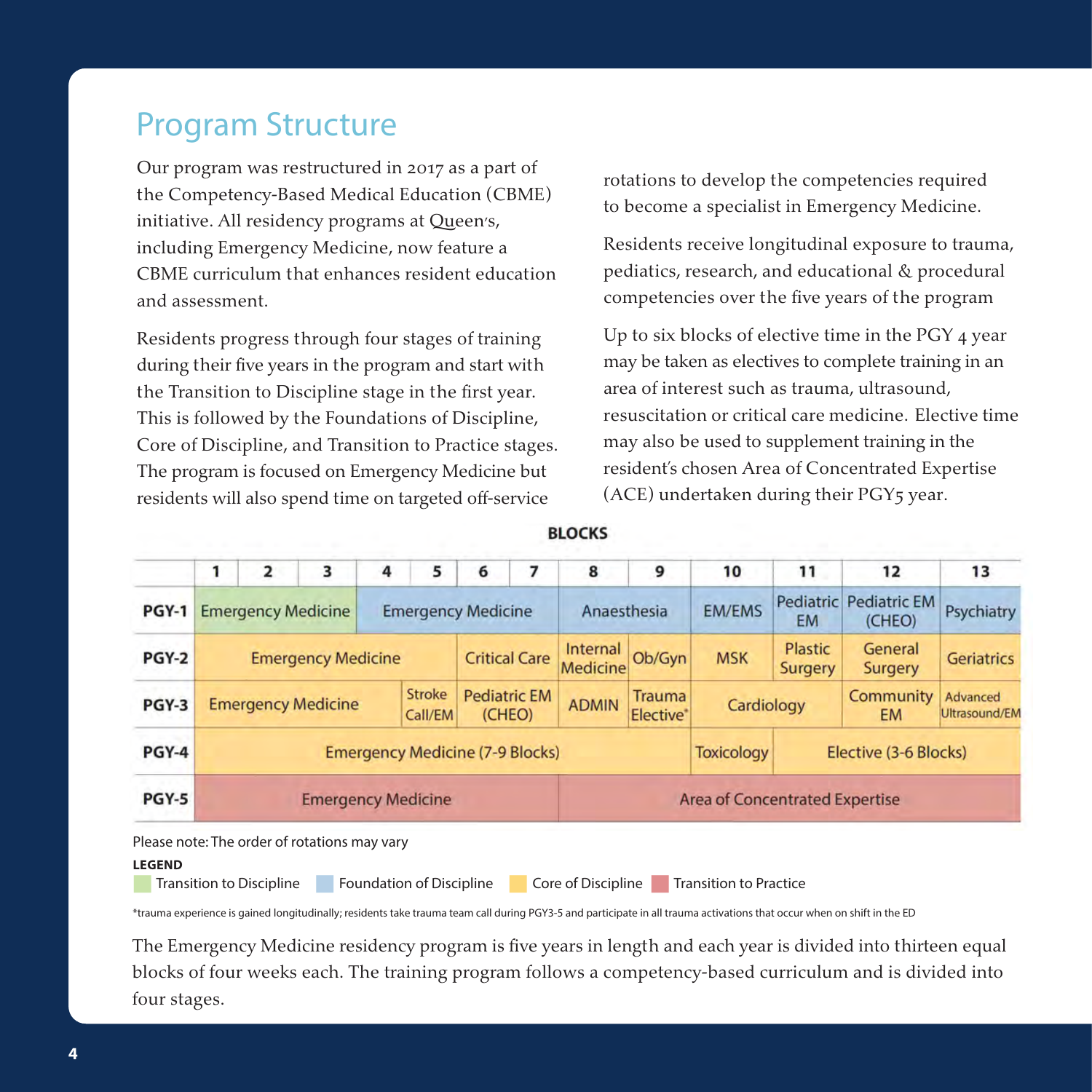## Program Structure

Our program was restructured in 2017 as a part of the Competency-Based Medical Education (CBME) initiative. All residency programs at Queen's, including Emergency Medicine, now feature a CBME curriculum that enhances resident education and assessment.

Residents progress through four stages of training during their five years in the program and start with the Transition to Discipline stage in the first year. This is followed by the Foundations of Discipline, Core of Discipline, and Transition to Practice stages. The program is focused on Emergency Medicine but residents will also spend time on targeted off-service rotations to develop the competencies required to become a specialist in Emergency Medicine.

Residents receive longitudinal exposure to trauma, pediatrics, research, and educational & procedural competencies over the five years of the program

Up to six blocks of elective time in the PGY 4 year may be taken as electives to complete training in an area of interest such as trauma, ultrasound, resuscitation or critical care medicine. Elective time may also be used to supplement training in the resident's chosen Area of Concentrated Expertise (ACE) undertaken during their PGY5 year.

**BLOCKS**

| | 1 | 2 | 3 | 4 | 5 | 6 | 7 | 8 | 9 | 10 | 11 | 12 | 13 |
|---|---|---|---|---|---|---|---|---|---|---|---|---|---|
| **PGY-1** | Emergency Medicine | | | Emergency Medicine | | | | Anaesthesia | | EM/EMS | Pediatric EM | Pediatric EM (CHEO) | Psychiatry |
| **PGY-2** | Emergency Medicine | | | | | Critical Care | | Internal Medicine | Ob/Gyn | MSK | Plastic Surgery | General Surgery | Geriatrics |
| **PGY-3** | Emergency Medicine | | | | Stroke Call/EM | Pediatric EM (CHEO) | | ADMIN | Trauma Elective* | Cardiology | | Community EM | Advanced Ultrasound/EM |
| **PGY-4** | Emergency Medicine (7-9 Blocks) | | | | | | | | | Toxicology | Elective (3-6 Blocks) | | |
| **PGY-5** | Emergency Medicine | | | | | | | Area of Concentrated Expertise | | | | | |

Please note: The order of rotations may vary

**LEGEND**

Transition to Discipline | Foundation of Discipline | Core of Discipline | Transition to Practice

*trauma experience is gained longitudinally; residents take trauma team call during PGY3-5 and participate in all trauma activations that occur when on shift in the ED

The Emergency Medicine residency program is five years in length and each year is divided into thirteen equal blocks of four weeks each. The training program follows a competency-based curriculum and is divided into four stages.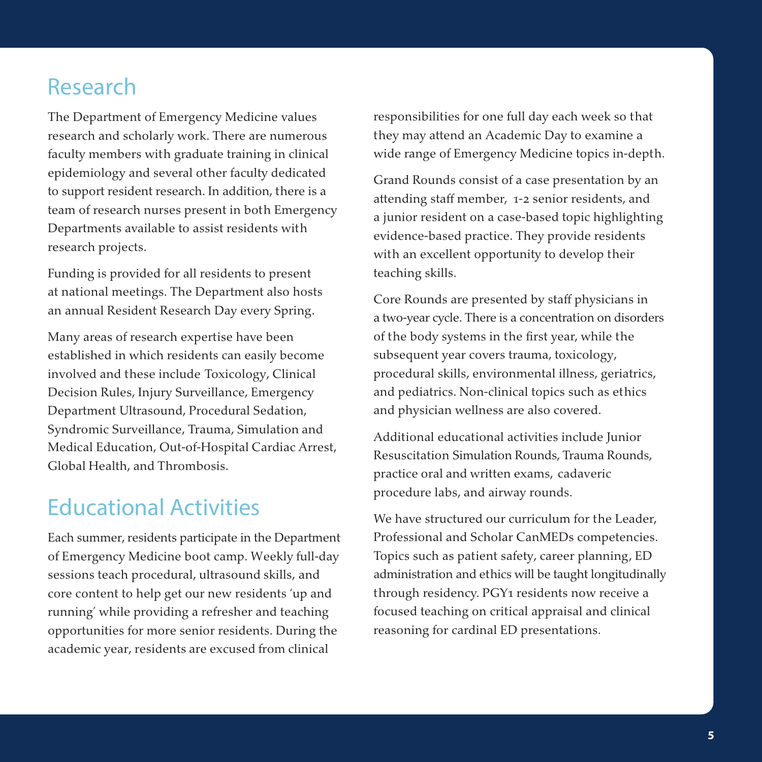## Research

The Department of Emergency Medicine values research and scholarly work. There are numerous faculty members with graduate training in clinical epidemiology and several other faculty dedicated to support resident research. In addition, there is a team of research nurses present in both Emergency Departments available to assist residents with research projects.

Funding is provided for all residents to present at national meetings. The Department also hosts an annual Resident Research Day every Spring.

Many areas of research expertise have been established in which residents can easily become involved and these include Toxicology, Clinical Decision Rules, Injury Surveillance, Emergency Department Ultrasound, Procedural Sedation, Syndromic Surveillance, Trauma, Simulation and Medical Education, Out-of-Hospital Cardiac Arrest, Global Health, and Thrombosis.

## Educational Activities

Each summer, residents participate in the Department of Emergency Medicine boot camp. Weekly full-day sessions teach procedural, ultrasound skills, and core content to help get our new residents 'up and running' while providing a refresher and teaching opportunities for more senior residents. During the academic year, residents are excused from clinical responsibilities for one full day each week so that they may attend an Academic Day to examine a wide range of Emergency Medicine topics in-depth.

Grand Rounds consist of a case presentation by an attending staff member, 1-2 senior residents, and a junior resident on a case-based topic highlighting evidence-based practice. They provide residents with an excellent opportunity to develop their teaching skills.

Core Rounds are presented by staff physicians in a two-year cycle. There is a concentration on disorders of the body systems in the first year, while the subsequent year covers trauma, toxicology, procedural skills, environmental illness, geriatrics, and pediatrics. Non-clinical topics such as ethics and physician wellness are also covered.

Additional educational activities include Junior Resuscitation Simulation Rounds, Trauma Rounds, practice oral and written exams, cadaveric procedure labs, and airway rounds.

We have structured our curriculum for the Leader, Professional and Scholar CanMEDs competencies. Topics such as patient safety, career planning, ED administration and ethics will be taught longitudinally through residency. PGY1 residents now receive a focused teaching on critical appraisal and clinical reasoning for cardinal ED presentations.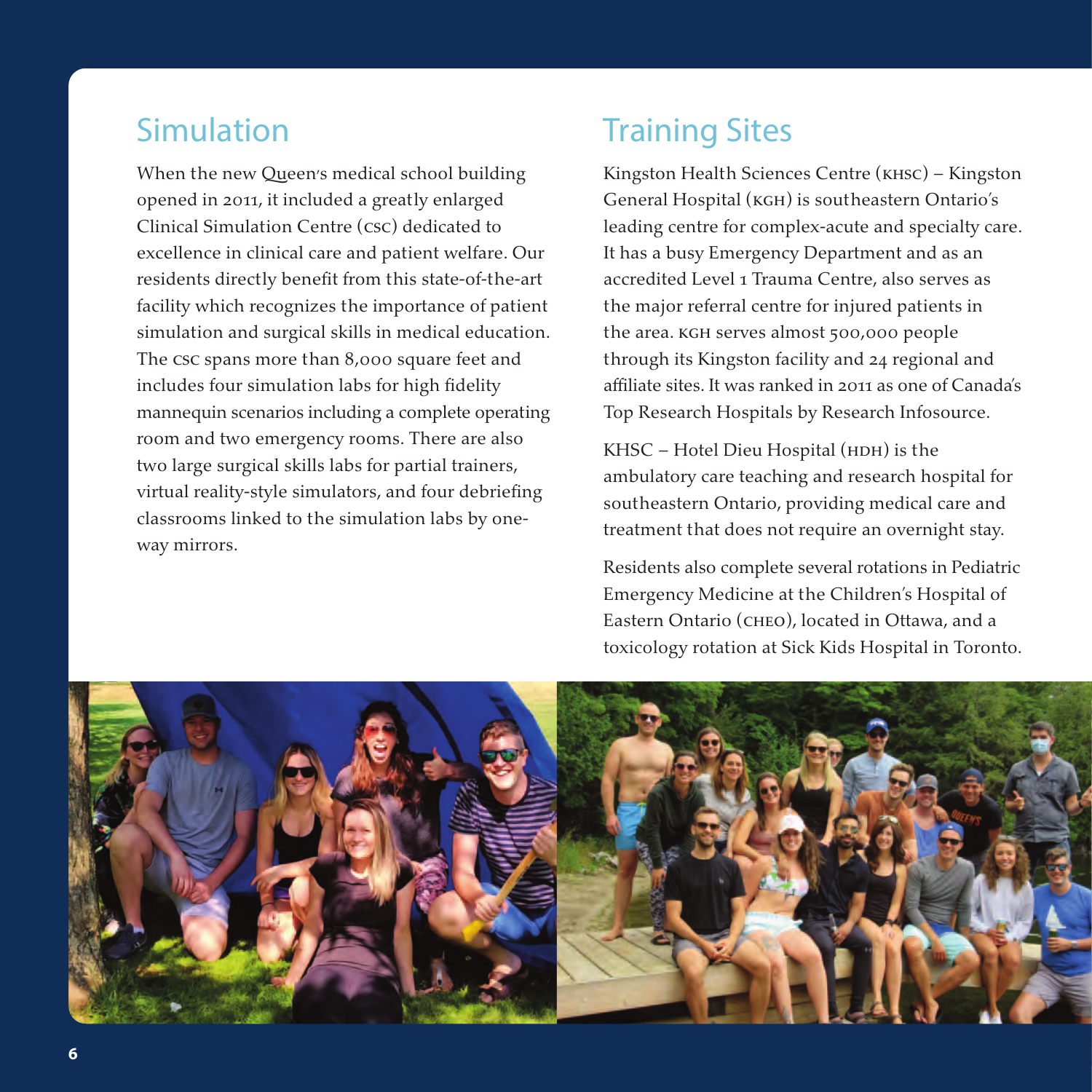## Simulation

When the new Queen's medical school building opened in 2011, it included a greatly enlarged Clinical Simulation Centre (CSC) dedicated to excellence in clinical care and patient welfare. Our residents directly benefit from this state-of-the-art facility which recognizes the importance of patient simulation and surgical skills in medical education. The CSC spans more than 8,000 square feet and includes four simulation labs for high fidelity mannequin scenarios including a complete operating room and two emergency rooms. There are also two large surgical skills labs for partial trainers, virtual reality-style simulators, and four debriefing classrooms linked to the simulation labs by one-way mirrors.

## Training Sites

Kingston Health Sciences Centre (KHSC) – Kingston General Hospital (KGH) is southeastern Ontario's leading centre for complex-acute and specialty care. It has a busy Emergency Department and as an accredited Level 1 Trauma Centre, also serves as the major referral centre for injured patients in the area. KGH serves almost 500,000 people through its Kingston facility and 24 regional and affiliate sites. It was ranked in 2011 as one of Canada's Top Research Hospitals by Research Infosource.

KHSC – Hotel Dieu Hospital (HDH) is the ambulatory care teaching and research hospital for southeastern Ontario, providing medical care and treatment that does not require an overnight stay.

Residents also complete several rotations in Pediatric Emergency Medicine at the Children's Hospital of Eastern Ontario (CHEO), located in Ottawa, and a toxicology rotation at Sick Kids Hospital in Toronto.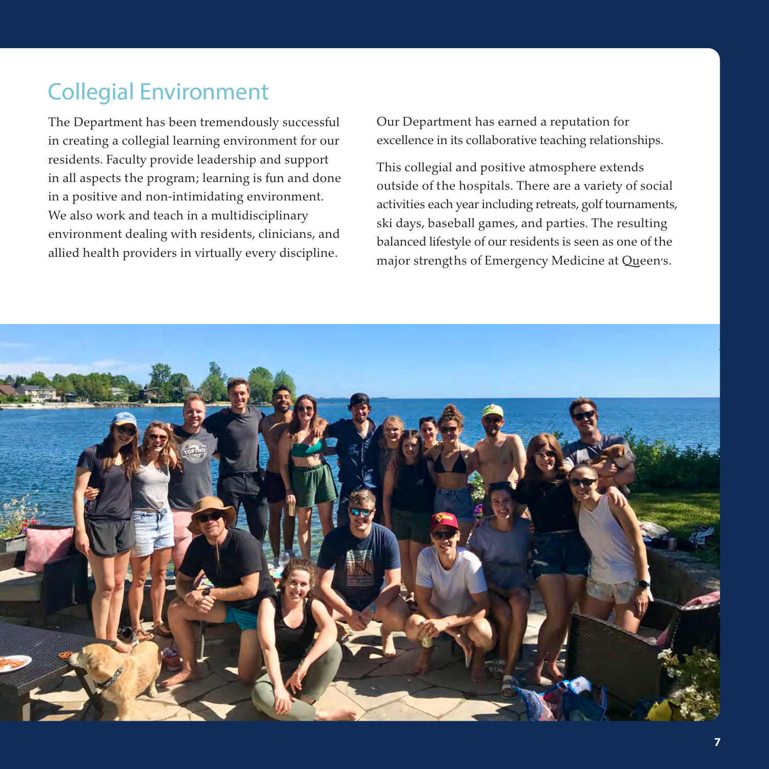## Collegial Environment

The Department has been tremendously successful in creating a collegial learning environment for our residents. Faculty provide leadership and support in all aspects the program; learning is fun and done in a positive and non-intimidating environment. We also work and teach in a multidisciplinary environment dealing with residents, clinicians, and allied health providers in virtually every discipline.

Our Department has earned a reputation for excellence in its collaborative teaching relationships.

This collegial and positive atmosphere extends outside of the hospitals. There are a variety of social activities each year including retreats, golf tournaments, ski days, baseball games, and parties. The resulting balanced lifestyle of our residents is seen as one of the major strengths of Emergency Medicine at Queen's.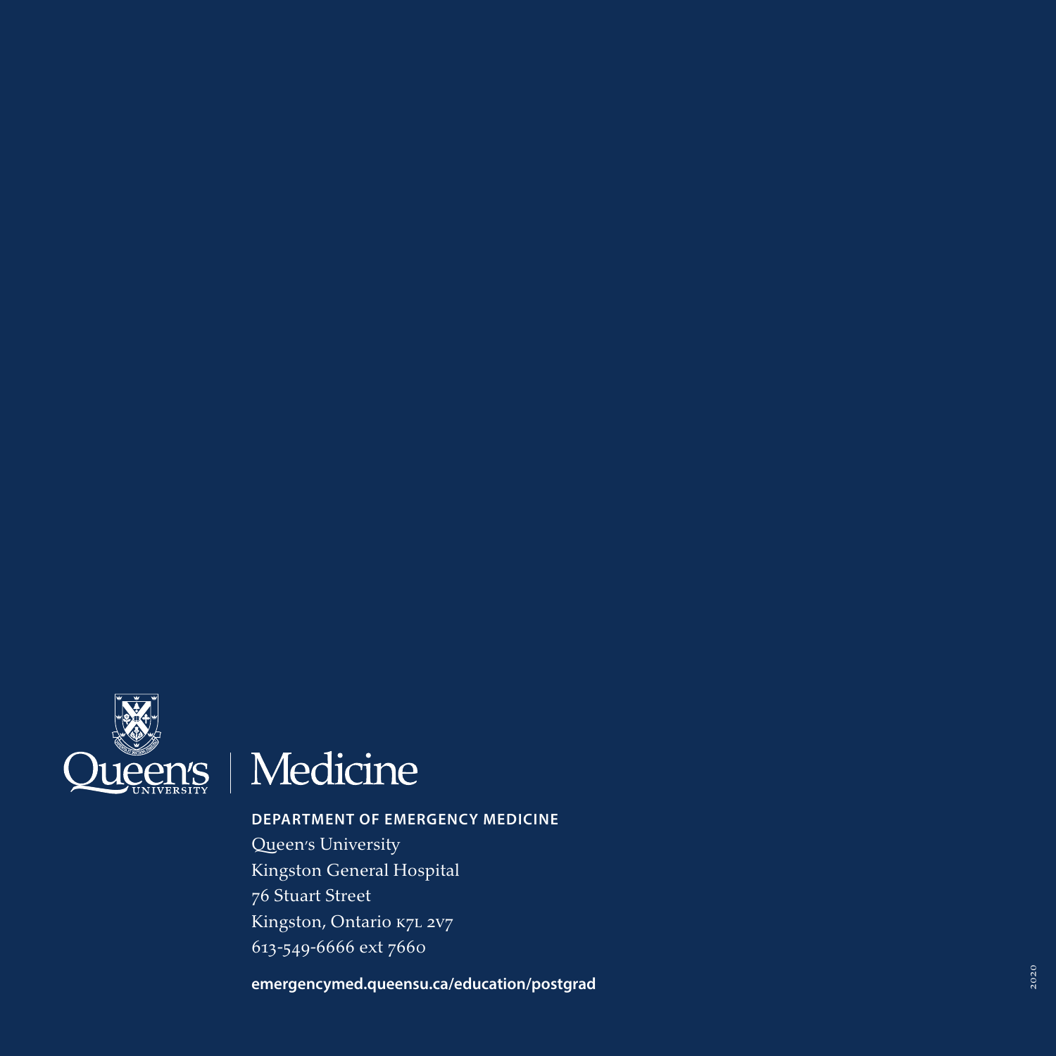Queen's UNIVERSITY | Medicine

**DEPARTMENT OF EMERGENCY MEDICINE**

Queen's University
Kingston General Hospital
76 Stuart Street
Kingston, Ontario K7L 2V7
613-549-6666 ext 7660

**emergencymed.queensu.ca/education/postgrad**

2020